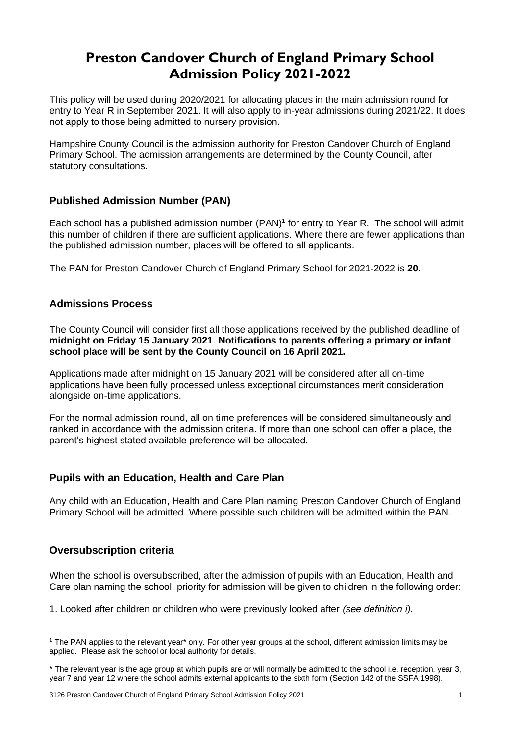# Preston Candover Church of England Primary School Admission Policy 2021-2022

This policy will be used during 2020/2021 for allocating places in the main admission round for entry to Year R in September 2021. It will also apply to in-year admissions during 2021/22. It does not apply to those being admitted to nursery provision.

Hampshire County Council is the admission authority for Preston Candover Church of England Primary School. The admission arrangements are determined by the County Council, after statutory consultations.

## Published Admission Number (PAN)

Each school has a published admission number (PAN)[1] for entry to Year R. The school will admit this number of children if there are sufficient applications. Where there are fewer applications than the published admission number, places will be offered to all applicants.

The PAN for Preston Candover Church of England Primary School for 2021-2022 is **20**.

## Admissions Process

The County Council will consider first all those applications received by the published deadline of **midnight on Friday 15 January 2021**. **Notifications to parents offering a primary or infant school place will be sent by the County Council on 16 April 2021.**

Applications made after midnight on 15 January 2021 will be considered after all on-time applications have been fully processed unless exceptional circumstances merit consideration alongside on-time applications.

For the normal admission round, all on time preferences will be considered simultaneously and ranked in accordance with the admission criteria. If more than one school can offer a place, the parent's highest stated available preference will be allocated.

## Pupils with an Education, Health and Care Plan

Any child with an Education, Health and Care Plan naming Preston Candover Church of England Primary School will be admitted. Where possible such children will be admitted within the PAN.

## Oversubscription criteria

When the school is oversubscribed, after the admission of pupils with an Education, Health and Care plan naming the school, priority for admission will be given to children in the following order:

1. Looked after children or children who were previously looked after *(see definition i).*

---

[1] The PAN applies to the relevant year* only. For other year groups at the school, different admission limits may be applied. Please ask the school or local authority for details.

* The relevant year is the age group at which pupils are or will normally be admitted to the school i.e. reception, year 3, year 7 and year 12 where the school admits external applicants to the sixth form (Section 142 of the SSFA 1998).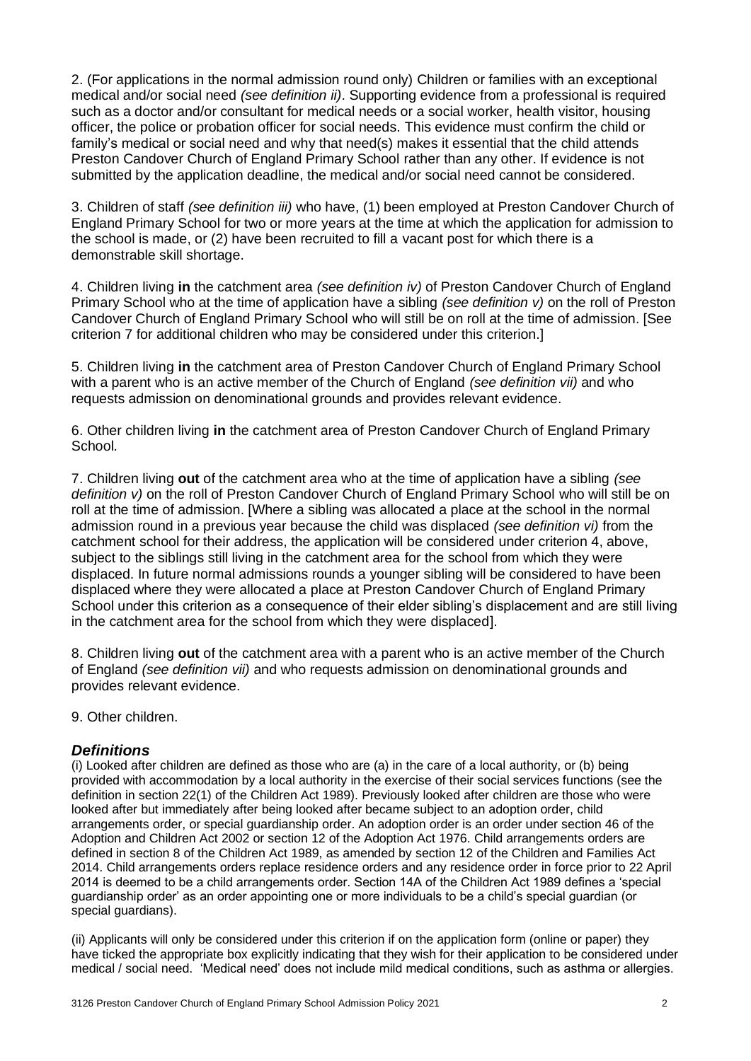2. (For applications in the normal admission round only) Children or families with an exceptional medical and/or social need *(see definition ii)*. Supporting evidence from a professional is required such as a doctor and/or consultant for medical needs or a social worker, health visitor, housing officer, the police or probation officer for social needs. This evidence must confirm the child or family's medical or social need and why that need(s) makes it essential that the child attends Preston Candover Church of England Primary School rather than any other. If evidence is not submitted by the application deadline, the medical and/or social need cannot be considered.

3. Children of staff *(see definition iii)* who have, (1) been employed at Preston Candover Church of England Primary School for two or more years at the time at which the application for admission to the school is made, or (2) have been recruited to fill a vacant post for which there is a demonstrable skill shortage.

4. Children living **in** the catchment area *(see definition iv)* of Preston Candover Church of England Primary School who at the time of application have a sibling *(see definition v)* on the roll of Preston Candover Church of England Primary School who will still be on roll at the time of admission. [See criterion 7 for additional children who may be considered under this criterion.]

5. Children living **in** the catchment area of Preston Candover Church of England Primary School with a parent who is an active member of the Church of England *(see definition vii)* and who requests admission on denominational grounds and provides relevant evidence.

6. Other children living **in** the catchment area of Preston Candover Church of England Primary School.

7. Children living **out** of the catchment area who at the time of application have a sibling *(see definition v)* on the roll of Preston Candover Church of England Primary School who will still be on roll at the time of admission. [Where a sibling was allocated a place at the school in the normal admission round in a previous year because the child was displaced *(see definition vi)* from the catchment school for their address, the application will be considered under criterion 4, above, subject to the siblings still living in the catchment area for the school from which they were displaced. In future normal admissions rounds a younger sibling will be considered to have been displaced where they were allocated a place at Preston Candover Church of England Primary School under this criterion as a consequence of their elder sibling's displacement and are still living in the catchment area for the school from which they were displaced].

8. Children living **out** of the catchment area with a parent who is an active member of the Church of England *(see definition vii)* and who requests admission on denominational grounds and provides relevant evidence.

9. Other children.

## *Definitions*

(i) Looked after children are defined as those who are (a) in the care of a local authority, or (b) being provided with accommodation by a local authority in the exercise of their social services functions (see the definition in section 22(1) of the Children Act 1989). Previously looked after children are those who were looked after but immediately after being looked after became subject to an adoption order, child arrangements order, or special guardianship order. An adoption order is an order under section 46 of the Adoption and Children Act 2002 or section 12 of the Adoption Act 1976. Child arrangements orders are defined in section 8 of the Children Act 1989, as amended by section 12 of the Children and Families Act 2014. Child arrangements orders replace residence orders and any residence order in force prior to 22 April 2014 is deemed to be a child arrangements order. Section 14A of the Children Act 1989 defines a 'special guardianship order' as an order appointing one or more individuals to be a child's special guardian (or special guardians).

(ii) Applicants will only be considered under this criterion if on the application form (online or paper) they have ticked the appropriate box explicitly indicating that they wish for their application to be considered under medical / social need. 'Medical need' does not include mild medical conditions, such as asthma or allergies.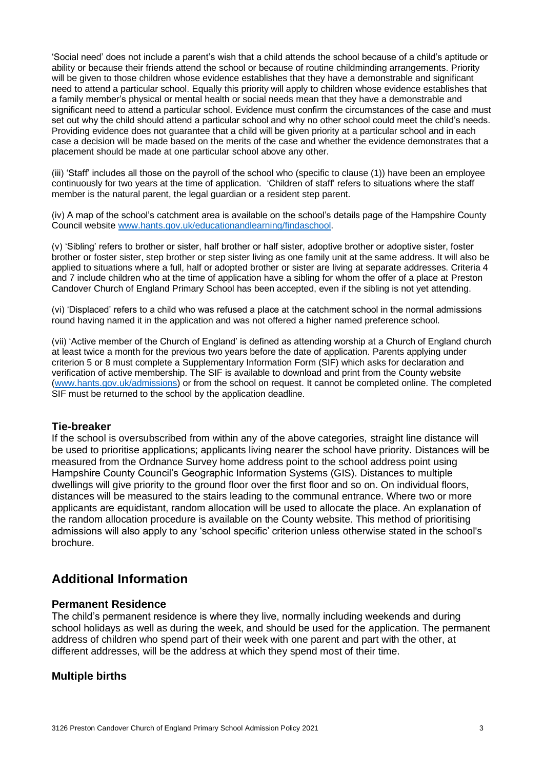'Social need' does not include a parent's wish that a child attends the school because of a child's aptitude or ability or because their friends attend the school or because of routine childminding arrangements. Priority will be given to those children whose evidence establishes that they have a demonstrable and significant need to attend a particular school. Equally this priority will apply to children whose evidence establishes that a family member's physical or mental health or social needs mean that they have a demonstrable and significant need to attend a particular school. Evidence must confirm the circumstances of the case and must set out why the child should attend a particular school and why no other school could meet the child's needs. Providing evidence does not guarantee that a child will be given priority at a particular school and in each case a decision will be made based on the merits of the case and whether the evidence demonstrates that a placement should be made at one particular school above any other.

(iii) 'Staff' includes all those on the payroll of the school who (specific to clause (1)) have been an employee continuously for two years at the time of application. 'Children of staff' refers to situations where the staff member is the natural parent, the legal guardian or a resident step parent.

(iv) A map of the school's catchment area is available on the school's details page of the Hampshire County Council website www.hants.gov.uk/educationandlearning/findaschool.

(v) 'Sibling' refers to brother or sister, half brother or half sister, adoptive brother or adoptive sister, foster brother or foster sister, step brother or step sister living as one family unit at the same address. It will also be applied to situations where a full, half or adopted brother or sister are living at separate addresses. Criteria 4 and 7 include children who at the time of application have a sibling for whom the offer of a place at Preston Candover Church of England Primary School has been accepted, even if the sibling is not yet attending.

(vi) 'Displaced' refers to a child who was refused a place at the catchment school in the normal admissions round having named it in the application and was not offered a higher named preference school.

(vii) 'Active member of the Church of England' is defined as attending worship at a Church of England church at least twice a month for the previous two years before the date of application. Parents applying under criterion 5 or 8 must complete a Supplementary Information Form (SIF) which asks for declaration and verification of active membership. The SIF is available to download and print from the County website (www.hants.gov.uk/admissions) or from the school on request. It cannot be completed online. The completed SIF must be returned to the school by the application deadline.

### Tie-breaker

If the school is oversubscribed from within any of the above categories, straight line distance will be used to prioritise applications; applicants living nearer the school have priority. Distances will be measured from the Ordnance Survey home address point to the school address point using Hampshire County Council's Geographic Information Systems (GIS). Distances to multiple dwellings will give priority to the ground floor over the first floor and so on. On individual floors, distances will be measured to the stairs leading to the communal entrance. Where two or more applicants are equidistant, random allocation will be used to allocate the place. An explanation of the random allocation procedure is available on the County website. This method of prioritising admissions will also apply to any 'school specific' criterion unless otherwise stated in the school's brochure.

## Additional Information

### Permanent Residence

The child's permanent residence is where they live, normally including weekends and during school holidays as well as during the week, and should be used for the application. The permanent address of children who spend part of their week with one parent and part with the other, at different addresses, will be the address at which they spend most of their time.

### Multiple births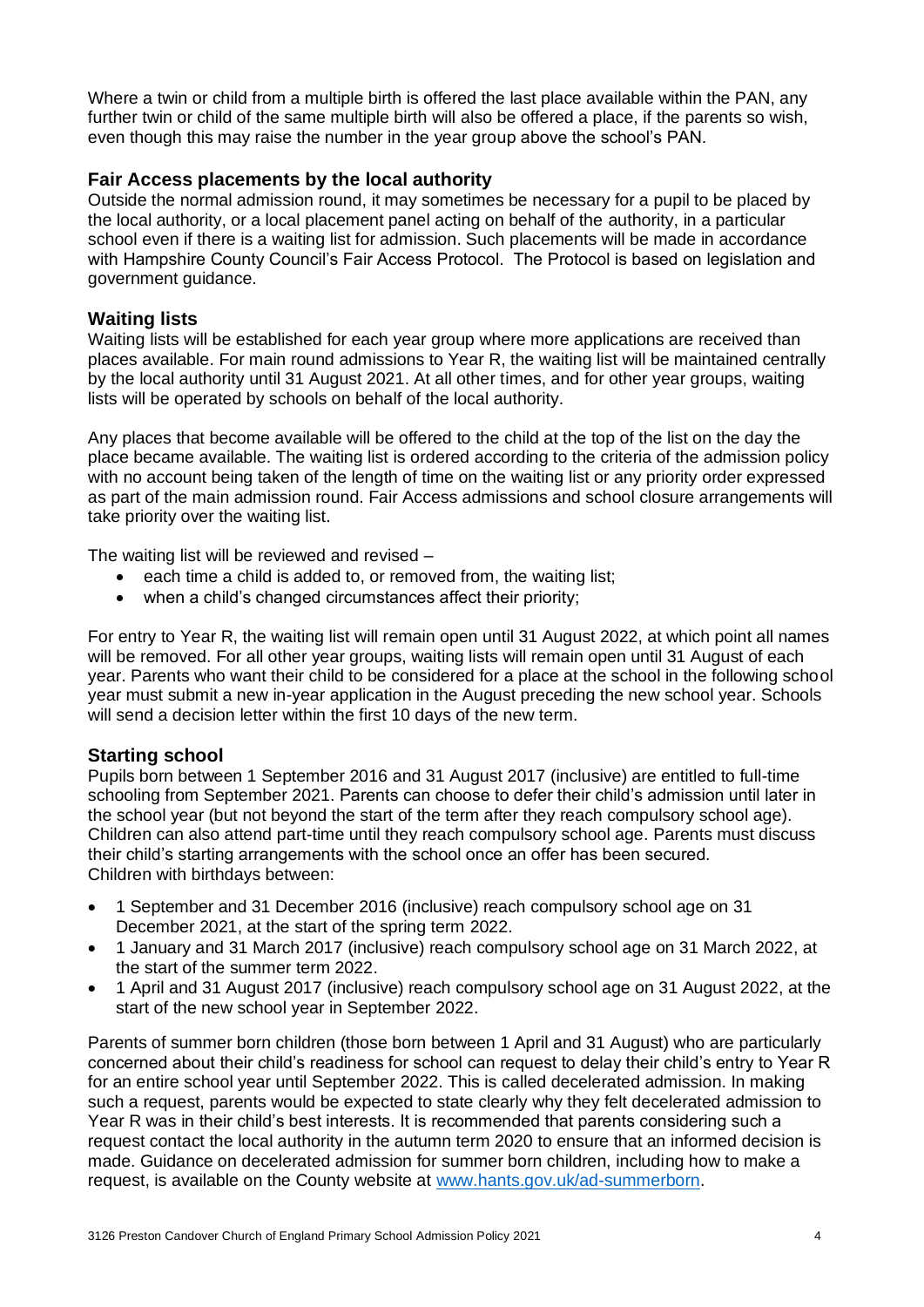Where a twin or child from a multiple birth is offered the last place available within the PAN, any further twin or child of the same multiple birth will also be offered a place, if the parents so wish, even though this may raise the number in the year group above the school's PAN.

## Fair Access placements by the local authority

Outside the normal admission round, it may sometimes be necessary for a pupil to be placed by the local authority, or a local placement panel acting on behalf of the authority, in a particular school even if there is a waiting list for admission. Such placements will be made in accordance with Hampshire County Council's Fair Access Protocol. The Protocol is based on legislation and government guidance.

## Waiting lists

Waiting lists will be established for each year group where more applications are received than places available. For main round admissions to Year R, the waiting list will be maintained centrally by the local authority until 31 August 2021. At all other times, and for other year groups, waiting lists will be operated by schools on behalf of the local authority.

Any places that become available will be offered to the child at the top of the list on the day the place became available. The waiting list is ordered according to the criteria of the admission policy with no account being taken of the length of time on the waiting list or any priority order expressed as part of the main admission round. Fair Access admissions and school closure arrangements will take priority over the waiting list.

The waiting list will be reviewed and revised –

- each time a child is added to, or removed from, the waiting list;
- when a child's changed circumstances affect their priority;

For entry to Year R, the waiting list will remain open until 31 August 2022, at which point all names will be removed. For all other year groups, waiting lists will remain open until 31 August of each year. Parents who want their child to be considered for a place at the school in the following school year must submit a new in-year application in the August preceding the new school year. Schools will send a decision letter within the first 10 days of the new term.

## Starting school

Pupils born between 1 September 2016 and 31 August 2017 (inclusive) are entitled to full-time schooling from September 2021. Parents can choose to defer their child's admission until later in the school year (but not beyond the start of the term after they reach compulsory school age). Children can also attend part-time until they reach compulsory school age. Parents must discuss their child's starting arrangements with the school once an offer has been secured.
Children with birthdays between:

- 1 September and 31 December 2016 (inclusive) reach compulsory school age on 31 December 2021, at the start of the spring term 2022.
- 1 January and 31 March 2017 (inclusive) reach compulsory school age on 31 March 2022, at the start of the summer term 2022.
- 1 April and 31 August 2017 (inclusive) reach compulsory school age on 31 August 2022, at the start of the new school year in September 2022.

Parents of summer born children (those born between 1 April and 31 August) who are particularly concerned about their child's readiness for school can request to delay their child's entry to Year R for an entire school year until September 2022. This is called decelerated admission. In making such a request, parents would be expected to state clearly why they felt decelerated admission to Year R was in their child's best interests. It is recommended that parents considering such a request contact the local authority in the autumn term 2020 to ensure that an informed decision is made. Guidance on decelerated admission for summer born children, including how to make a request, is available on the County website at [www.hants.gov.uk/ad-summerborn](www.hants.gov.uk/ad-summerborn).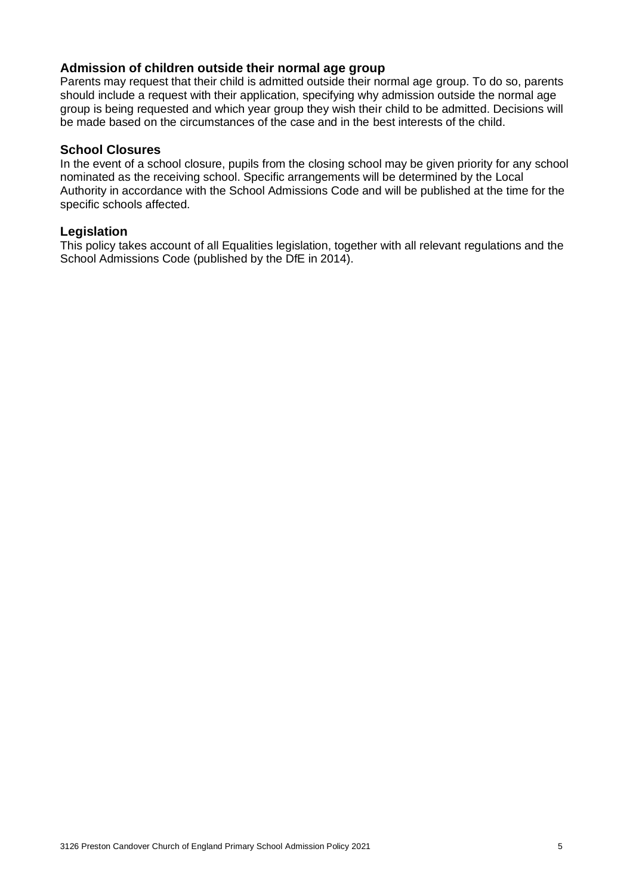### Admission of children outside their normal age group

Parents may request that their child is admitted outside their normal age group. To do so, parents should include a request with their application, specifying why admission outside the normal age group is being requested and which year group they wish their child to be admitted. Decisions will be made based on the circumstances of the case and in the best interests of the child.

### School Closures

In the event of a school closure, pupils from the closing school may be given priority for any school nominated as the receiving school. Specific arrangements will be determined by the Local Authority in accordance with the School Admissions Code and will be published at the time for the specific schools affected.

### Legislation

This policy takes account of all Equalities legislation, together with all relevant regulations and the School Admissions Code (published by the DfE in 2014).